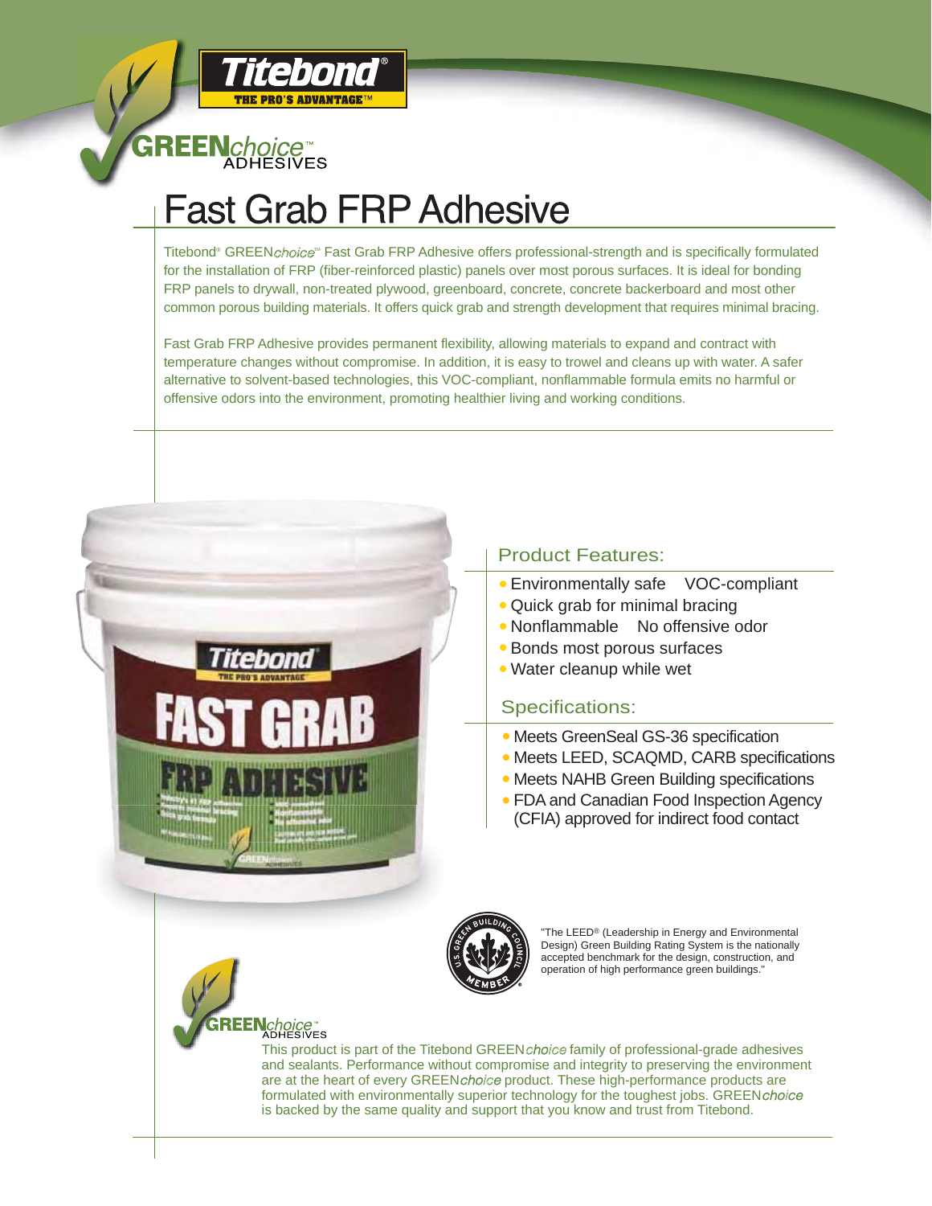Titebond® THE PRO'S ADVANTAGE™

GREEN*choice*™ ADHESIVES

# Fast Grab FRP Adhesive

Titebond® GREEN*choice*™ Fast Grab FRP Adhesive offers professional-strength and is specifically formulated for the installation of FRP (fiber-reinforced plastic) panels over most porous surfaces. It is ideal for bonding FRP panels to drywall, non-treated plywood, greenboard, concrete, concrete backerboard and most other common porous building materials. It offers quick grab and strength development that requires minimal bracing.

Fast Grab FRP Adhesive provides permanent flexibility, allowing materials to expand and contract with temperature changes without compromise. In addition, it is easy to trowel and cleans up with water. A safer alternative to solvent-based technologies, this VOC-compliant, nonflammable formula emits no harmful or offensive odors into the environment, promoting healthier living and working conditions.

## Product Features:

- Environmentally safe VOC-compliant
- Quick grab for minimal bracing
- Nonflammable No offensive odor
- Bonds most porous surfaces
- Water cleanup while wet

## Specifications:

- Meets GreenSeal GS-36 specification
- Meets LEED, SCAQMD, CARB specifications
- Meets NAHB Green Building specifications
- FDA and Canadian Food Inspection Agency (CFIA) approved for indirect food contact

"The LEED® (Leadership in Energy and Environmental Design) Green Building Rating System is the nationally accepted benchmark for the design, construction, and operation of high performance green buildings."

GREEN*choice*™ ADHESIVES

This product is part of the Titebond GREEN*choice* family of professional-grade adhesives and sealants. Performance without compromise and integrity to preserving the environment are at the heart of every GREEN*choice* product. These high-performance products are formulated with environmentally superior technology for the toughest jobs. GREEN*choice* is backed by the same quality and support that you know and trust from Titebond.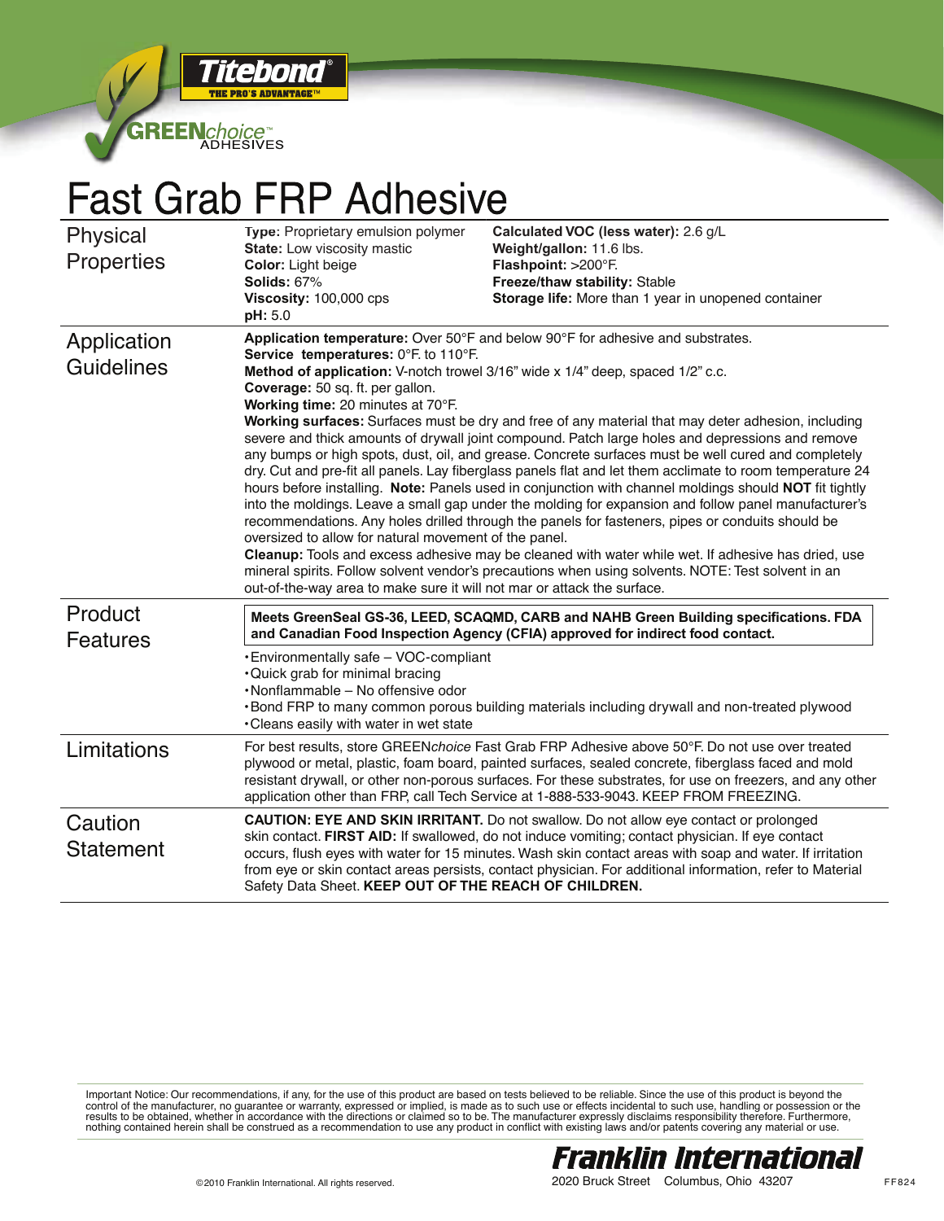Titebond®
THE PRO'S ADVANTAGE™

GREEN*choice*™ ADHESIVES

# Fast Grab FRP Adhesive

## Physical Properties

**Type:** Proprietary emulsion polymer
**State:** Low viscosity mastic
**Color:** Light beige
**Solids:** 67%
**Viscosity:** 100,000 cps
**pH:** 5.0

**Calculated VOC (less water):** 2.6 g/L
**Weight/gallon:** 11.6 lbs.
**Flashpoint:** >200°F.
**Freeze/thaw stability:** Stable
**Storage life:** More than 1 year in unopened container

## Application Guidelines

**Application temperature:** Over 50°F and below 90°F for adhesive and substrates.
**Service temperatures:** 0°F. to 110°F.
**Method of application:** V-notch trowel 3/16" wide x 1/4" deep, spaced 1/2" c.c.
**Coverage:** 50 sq. ft. per gallon.
**Working time:** 20 minutes at 70°F.
**Working surfaces:** Surfaces must be dry and free of any material that may deter adhesion, including severe and thick amounts of drywall joint compound. Patch large holes and depressions and remove any bumps or high spots, dust, oil, and grease. Concrete surfaces must be well cured and completely dry. Cut and pre-fit all panels. Lay fiberglass panels flat and let them acclimate to room temperature 24 hours before installing. **Note:** Panels used in conjunction with channel moldings should **NOT** fit tightly into the moldings. Leave a small gap under the molding for expansion and follow panel manufacturer's recommendations. Any holes drilled through the panels for fasteners, pipes or conduits should be oversized to allow for natural movement of the panel.
**Cleanup:** Tools and excess adhesive may be cleaned with water while wet. If adhesive has dried, use mineral spirits. Follow solvent vendor's precautions when using solvents. NOTE: Test solvent in an out-of-the-way area to make sure it will not mar or attack the surface.

## Product Features

**Meets GreenSeal GS-36, LEED, SCAQMD, CARB and NAHB Green Building specifications. FDA and Canadian Food Inspection Agency (CFIA) approved for indirect food contact.**

- Environmentally safe – VOC-compliant
- Quick grab for minimal bracing
- Nonflammable – No offensive odor
- Bond FRP to many common porous building materials including drywall and non-treated plywood
- Cleans easily with water in wet state

## Limitations

For best results, store GREEN*choice* Fast Grab FRP Adhesive above 50°F. Do not use over treated plywood or metal, plastic, foam board, painted surfaces, sealed concrete, fiberglass faced and mold resistant drywall, or other non-porous surfaces. For these substrates, for use on freezers, and any other application other than FRP, call Tech Service at 1-888-533-9043. KEEP FROM FREEZING.

## Caution Statement

**CAUTION: EYE AND SKIN IRRITANT.** Do not swallow. Do not allow eye contact or prolonged skin contact. **FIRST AID:** If swallowed, do not induce vomiting; contact physician. If eye contact occurs, flush eyes with water for 15 minutes. Wash skin contact areas with soap and water. If irritation from eye or skin contact areas persists, contact physician. For additional information, refer to Material Safety Data Sheet. **KEEP OUT OF THE REACH OF CHILDREN.**

Important Notice: Our recommendations, if any, for the use of this product are based on tests believed to be reliable. Since the use of this product is beyond the control of the manufacturer, no guarantee or warranty, expressed or implied, is made as to such use or effects incidental to such use, handling or possession or the results to be obtained, whether in accordance with the directions or claimed so to be. The manufacturer expressly disclaims responsibility therefore. Furthermore, nothing contained herein shall be construed as a recommendation to use any product in conflict with existing laws and/or patents covering any material or use.

©2010 Franklin International. All rights reserved.

**Franklin International**
2020 Bruck Street Columbus, Ohio 43207

FF824